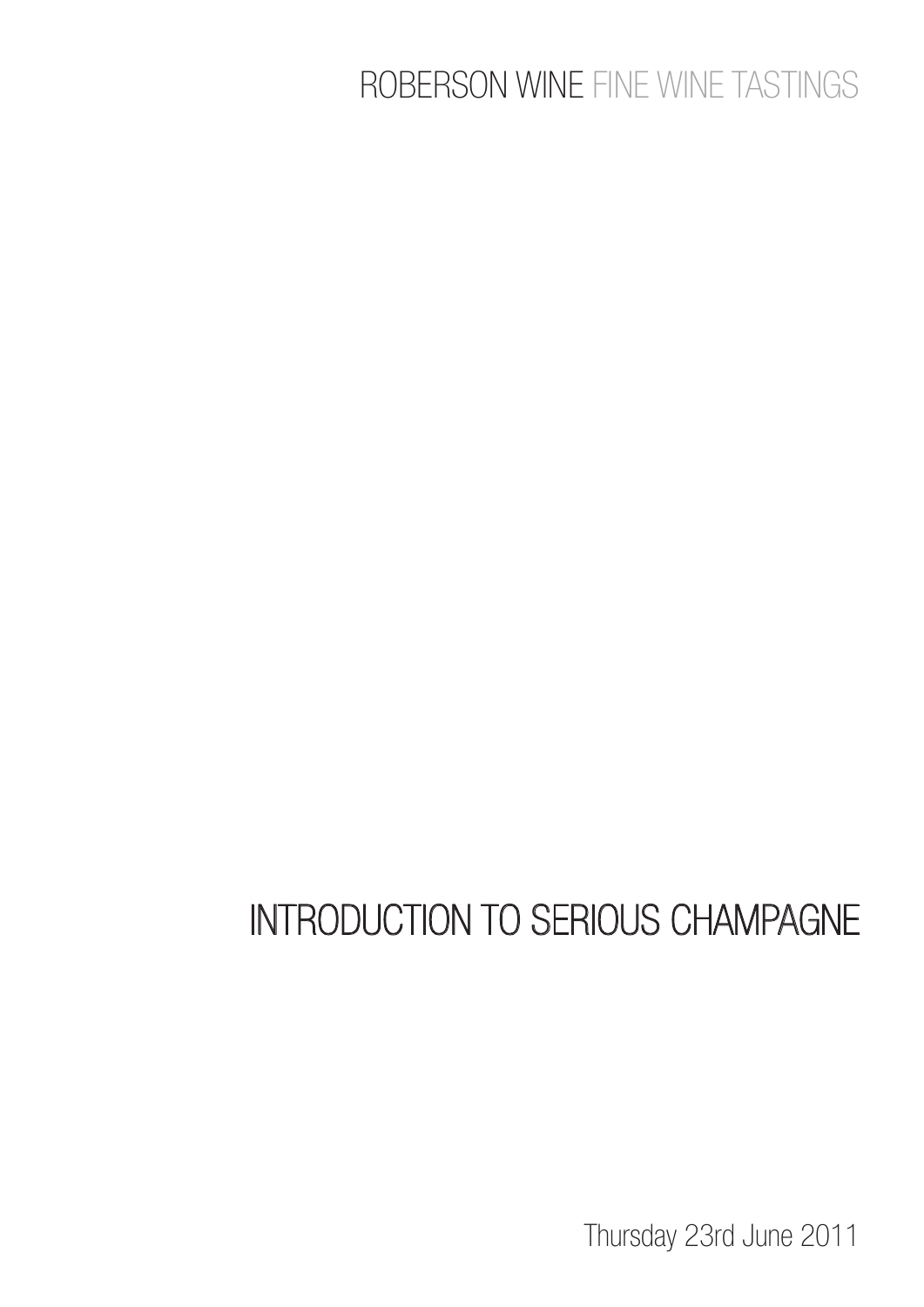ROBERSON WINE FINE WINE TASTINGS

# INTRODUCTION TO SERIOUS CHAMPAGNE

Thursday 23rd June 2011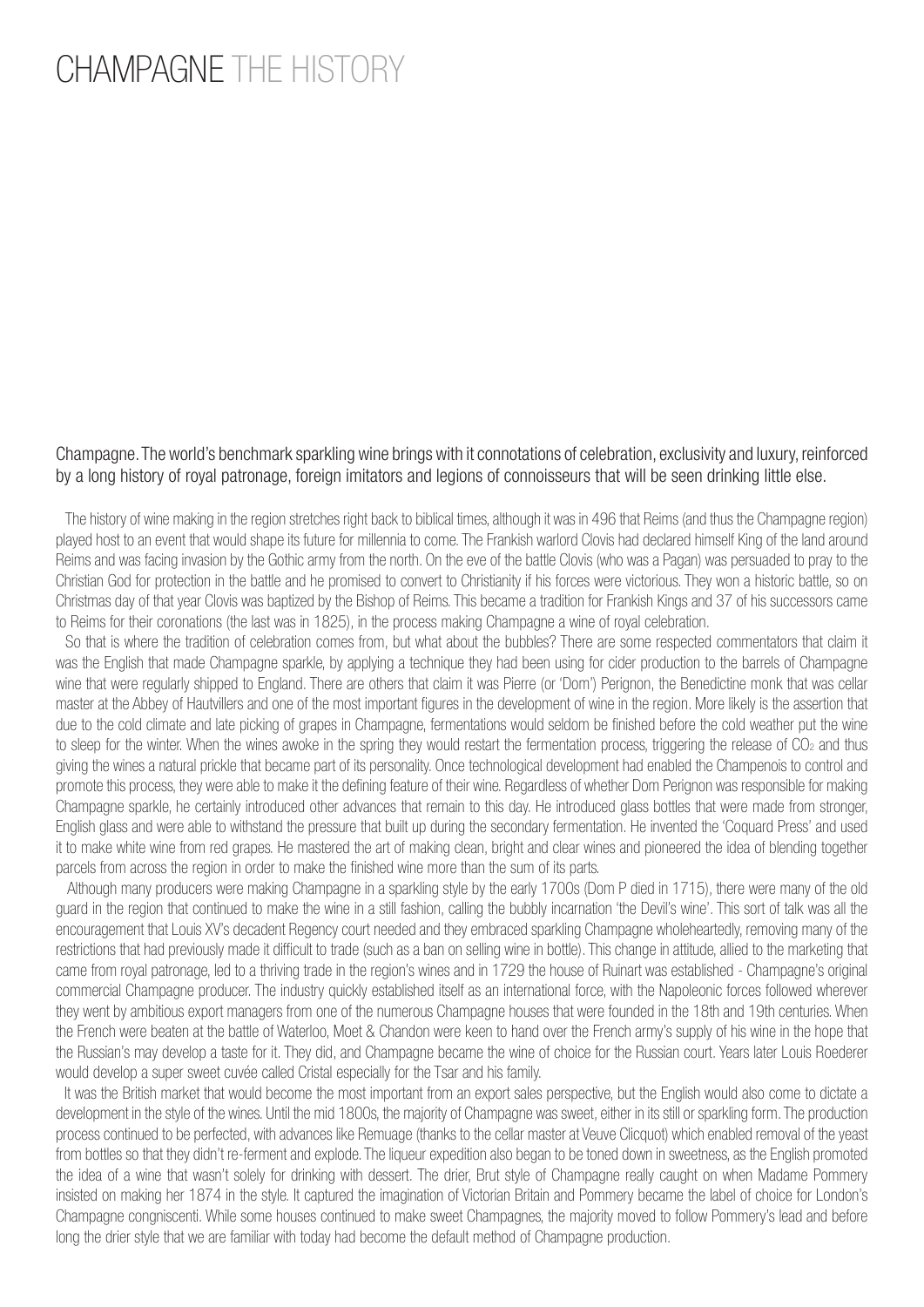# CHAMPAGNE THE HISTORY

Champagne. The world's benchmark sparkling wine brings with it connotations of celebration, exclusivity and luxury, reinforced by a long history of royal patronage, foreign imitators and legions of connoisseurs that will be seen drinking little else.

The history of wine making in the region stretches right back to biblical times, although it was in 496 that Reims (and thus the Champagne region) played host to an event that would shape its future for millennia to come. The Frankish warlord Clovis had declared himself King of the land around Reims and was facing invasion by the Gothic army from the north. On the eve of the battle Clovis (who was a Pagan) was persuaded to pray to the Christian God for protection in the battle and he promised to convert to Christianity if his forces were victorious. They won a historic battle, so on Christmas day of that year Clovis was baptized by the Bishop of Reims. This became a tradition for Frankish Kings and 37 of his successors came to Reims for their coronations (the last was in 1825), in the process making Champagne a wine of royal celebration.

So that is where the tradition of celebration comes from, but what about the bubbles? There are some respected commentators that claim it was the English that made Champagne sparkle, by applying a technique they had been using for cider production to the barrels of Champagne wine that were regularly shipped to England. There are others that claim it was Pierre (or 'Dom') Perignon, the Benedictine monk that was cellar master at the Abbey of Hautvillers and one of the most important figures in the development of wine in the region. More likely is the assertion that due to the cold climate and late picking of grapes in Champagne, fermentations would seldom be finished before the cold weather put the wine to sleep for the winter. When the wines awoke in the spring they would restart the fermentation process, triggering the release of $CO_2$ and thus giving the wines a natural prickle that became part of its personality. Once technological development had enabled the Champenois to control and promote this process, they were able to make it the defining feature of their wine. Regardless of whether Dom Perignon was responsible for making Champagne sparkle, he certainly introduced other advances that remain to this day. He introduced glass bottles that were made from stronger, English glass and were able to withstand the pressure that built up during the secondary fermentation. He invented the 'Coquard Press' and used it to make white wine from red grapes. He mastered the art of making clean, bright and clear wines and pioneered the idea of blending together parcels from across the region in order to make the finished wine more than the sum of its parts.

Although many producers were making Champagne in a sparkling style by the early 1700s (Dom P died in 1715), there were many of the old guard in the region that continued to make the wine in a still fashion, calling the bubbly incarnation 'the Devil's wine'. This sort of talk was all the encouragement that Louis XV's decadent Regency court needed and they embraced sparkling Champagne wholeheartedly, removing many of the restrictions that had previously made it difficult to trade (such as a ban on selling wine in bottle). This change in attitude, allied to the marketing that came from royal patronage, led to a thriving trade in the region's wines and in 1729 the house of Ruinart was established - Champagne's original commercial Champagne producer. The industry quickly established itself as an international force, with the Napoleonic forces followed wherever they went by ambitious export managers from one of the numerous Champagne houses that were founded in the 18th and 19th centuries. When the French were beaten at the battle of Waterloo, Moet & Chandon were keen to hand over the French army's supply of his wine in the hope that the Russian's may develop a taste for it. They did, and Champagne became the wine of choice for the Russian court. Years later Louis Roederer would develop a super sweet cuvée called Cristal especially for the Tsar and his family.

It was the British market that would become the most important from an export sales perspective, but the English would also come to dictate a development in the style of the wines. Until the mid 1800s, the majority of Champagne was sweet, either in its still or sparkling form. The production process continued to be perfected, with advances like Remuage (thanks to the cellar master at Veuve Clicquot) which enabled removal of the yeast from bottles so that they didn't re-ferment and explode. The liqueur expedition also began to be toned down in sweetness, as the English promoted the idea of a wine that wasn't solely for drinking with dessert. The drier, Brut style of Champagne really caught on when Madame Pommery insisted on making her 1874 in the style. It captured the imagination of Victorian Britain and Pommery became the label of choice for London's Champagne congniscenti. While some houses continued to make sweet Champagnes, the majority moved to follow Pommery's lead and before long the drier style that we are familiar with today had become the default method of Champagne production.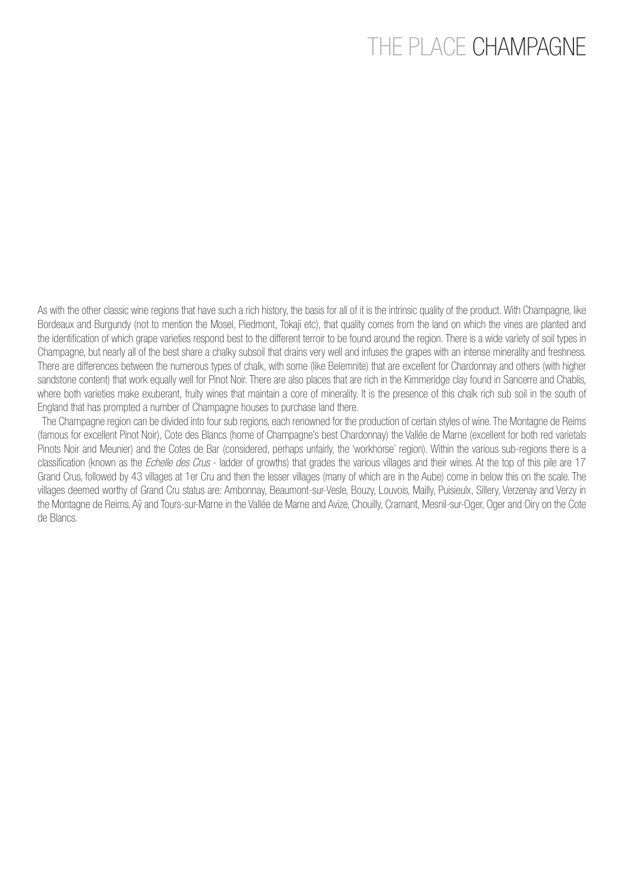# THE PLACE CHAMPAGNE

As with the other classic wine regions that have such a rich history, the basis for all of it is the intrinsic quality of the product. With Champagne, like Bordeaux and Burgundy (not to mention the Mosel, Piedmont, Tokaji etc), that quality comes from the land on which the vines are planted and the identification of which grape varieties respond best to the different terroir to be found around the region. There is a wide variety of soil types in Champagne, but nearly all of the best share a chalky subsoil that drains very well and infuses the grapes with an intense minerality and freshness. There are differences between the numerous types of chalk, with some (like Belemnite) that are excellent for Chardonnay and others (with higher sandstone content) that work equally well for Pinot Noir. There are also places that are rich in the Kimmeridge clay found in Sancerre and Chablis, where both varieties make exuberant, fruity wines that maintain a core of minerality. It is the presence of this chalk rich sub soil in the south of England that has prompted a number of Champagne houses to purchase land there.

The Champagne region can be divided into four sub regions, each renowned for the production of certain styles of wine. The Montagne de Reims (famous for excellent Pinot Noir), Cote des Blancs (home of Champagne's best Chardonnay) the Vallée de Marne (excellent for both red varietals Pinots Noir and Meunier) and the Cotes de Bar (considered, perhaps unfairly, the 'workhorse' region). Within the various sub-regions there is a classification (known as the *Echelle des Crus* - ladder of growths) that grades the various villages and their wines. At the top of this pile are 17 Grand Crus, followed by 43 villages at 1er Cru and then the lesser villages (many of which are in the Aube) come in below this on the scale. The villages deemed worthy of Grand Cru status are: Ambonnay, Beaumont-sur-Vesle, Bouzy, Louvois, Mailly, Puisieulx, Sillery, Verzenay and Verzy in the Montagne de Reims. Aÿ and Tours-sur-Marne in the Vallée de Marne and Avize, Chouilly, Cramant, Mesnil-sur-Oger, Oger and Oiry on the Cote de Blancs.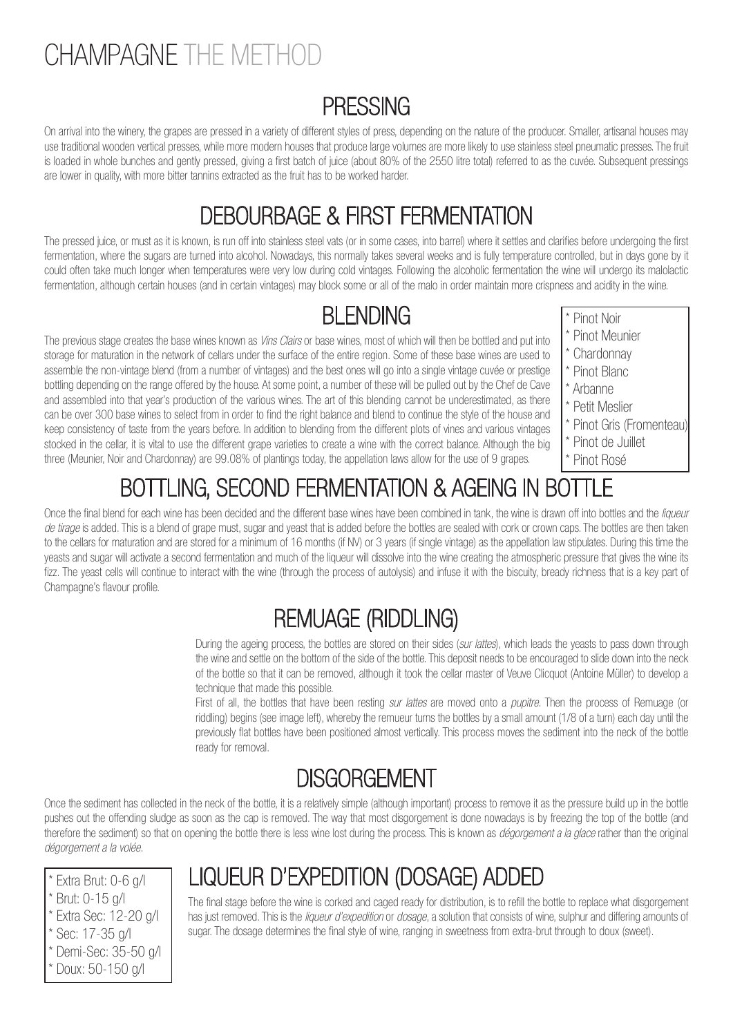# CHAMPAGNE THE METHOD

## PRESSING

On arrival into the winery, the grapes are pressed in a variety of different styles of press, depending on the nature of the producer. Smaller, artisanal houses may use traditional wooden vertical presses, while more modern houses that produce large volumes are more likely to use stainless steel pneumatic presses. The fruit is loaded in whole bunches and gently pressed, giving a first batch of juice (about 80% of the 2550 litre total) referred to as the cuvée. Subsequent pressings are lower in quality, with more bitter tannins extracted as the fruit has to be worked harder.

## DEBOURBAGE & FIRST FERMENTATION

The pressed juice, or must as it is known, is run off into stainless steel vats (or in some cases, into barrel) where it settles and clarifies before undergoing the first fermentation, where the sugars are turned into alcohol. Nowadays, this normally takes several weeks and is fully temperature controlled, but in days gone by it could often take much longer when temperatures were very low during cold vintages. Following the alcoholic fermentation the wine will undergo its malolactic fermentation, although certain houses (and in certain vintages) may block some or all of the malo in order maintain more crispness and acidity in the wine.

## BLENDING

The previous stage creates the base wines known as *Vins Clairs* or base wines, most of which will then be bottled and put into storage for maturation in the network of cellars under the surface of the entire region. Some of these base wines are used to assemble the non-vintage blend (from a number of vintages) and the best ones will go into a single vintage cuvée or prestige bottling depending on the range offered by the house. At some point, a number of these will be pulled out by the Chef de Cave and assembled into that year's production of the various wines. The art of this blending cannot be underestimated, as there can be over 300 base wines to select from in order to find the right balance and blend to continue the style of the house and keep consistency of taste from the years before. In addition to blending from the different plots of vines and various vintages stocked in the cellar, it is vital to use the different grape varieties to create a wine with the correct balance. Although the big three (Meunier, Noir and Chardonnay) are 99.08% of plantings today, the appellation laws allow for the use of 9 grapes.

* Pinot Noir
* Pinot Meunier
* Chardonnay
* Pinot Blanc
* Arbanne
* Petit Meslier
* Pinot Gris (Fromenteau)
* Pinot de Juillet
* Pinot Rosé

## BOTTLING, SECOND FERMENTATION & AGEING IN BOTTLE

Once the final blend for each wine has been decided and the different base wines have been combined in tank, the wine is drawn off into bottles and the *liqueur de tirage* is added. This is a blend of grape must, sugar and yeast that is added before the bottles are sealed with cork or crown caps. The bottles are then taken to the cellars for maturation and are stored for a minimum of 16 months (if NV) or 3 years (if single vintage) as the appellation law stipulates. During this time the yeasts and sugar will activate a second fermentation and much of the liqueur will dissolve into the wine creating the atmospheric pressure that gives the wine its fizz. The yeast cells will continue to interact with the wine (through the process of autolysis) and infuse it with the biscuity, bready richness that is a key part of Champagne's flavour profile.

## REMUAGE (RIDDLING)

During the ageing process, the bottles are stored on their sides (*sur lattes*), which leads the yeasts to pass down through the wine and settle on the bottom of the side of the bottle. This deposit needs to be encouraged to slide down into the neck of the bottle so that it can be removed, although it took the cellar master of Veuve Clicquot (Antoine Müller) to develop a technique that made this possible.

First of all, the bottles that have been resting *sur lattes* are moved onto a *pupitre*. Then the process of Remuage (or riddling) begins (see image left), whereby the remueur turns the bottles by a small amount (1/8 of a turn) each day until the previously flat bottles have been positioned almost vertically. This process moves the sediment into the neck of the bottle ready for removal.

## DISGORGEMENT

Once the sediment has collected in the neck of the bottle, it is a relatively simple (although important) process to remove it as the pressure build up in the bottle pushes out the offending sludge as soon as the cap is removed. The way that most disgorgement is done nowadays is by freezing the top of the bottle (and therefore the sediment) so that on opening the bottle there is less wine lost during the process. This is known as *dégorgement a la glace* rather than the original *dégorgement a la volée*.

## LIQUEUR D'EXPEDITION (DOSAGE) ADDED

The final stage before the wine is corked and caged ready for distribution, is to refill the bottle to replace what disgorgement has just removed. This is the *liqueur d'expedition* or *dosage*, a solution that consists of wine, sulphur and differing amounts of sugar. The dosage determines the final style of wine, ranging in sweetness from extra-brut through to doux (sweet).

* Extra Brut: 0-6 g/l
* Brut: 0-15 g/l
* Extra Sec: 12-20 g/l
* Sec: 17-35 g/l
* Demi-Sec: 35-50 g/l
* Doux: 50-150 g/l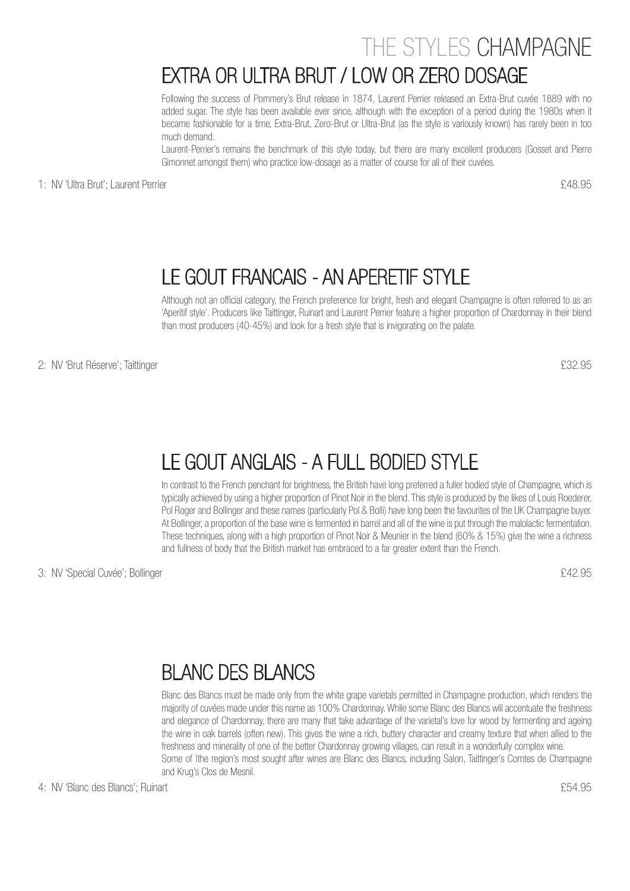# THE STYLES CHAMPAGNE

## EXTRA OR ULTRA BRUT / LOW OR ZERO DOSAGE

Following the success of Pommery's Brut release in 1874, Laurent Perrier released an Extra-Brut cuvée 1889 with no added sugar. The style has been available ever since, although with the exception of a period during the 1980s when it became fashionable for a time, Extra-Brut, Zero-Brut or Ultra-Brut (as the style is variously known) has rarely been in too much demand.

Laurent-Perrier's remains the benchmark of this style today, but there are many excellent producers (Gosset and Pierre Gimonnet amongst them) who practice low-dosage as a matter of course for all of their cuvées.

1: NV 'Ultra Brut'; Laurent Perrier £48.95

## LE GOUT FRANCAIS - AN APERETIF STYLE

Although not an official category, the French preference for bright, fresh and elegant Champagne is often referred to as an 'Aperitif style'. Producers like Taittinger, Ruinart and Laurent Perrier feature a higher proportion of Chardonnay in their blend than most producers (40-45%) and look for a fresh style that is invigorating on the palate.

2: NV 'Brut Réserve'; Taittinger £32.95

## LE GOUT ANGLAIS - A FULL BODIED STYLE

In contrast to the French penchant for brightness, the British have long preferred a fuller bodied style of Champagne, which is typically achieved by using a higher proportion of Pinot Noir in the blend. This style is produced by the likes of Louis Roederer, Pol Roger and Bollinger and these names (particularly Pol & Bolli) have long been the favourites of the UK Champagne buyer. At Bollinger, a proportion of the base wine is fermented in barrel and all of the wine is put through the malolactic fermentation. These techniques, along with a high proportion of Pinot Noir & Meunier in the blend (60% & 15%) give the wine a richness and fullness of body that the British market has embraced to a far greater extent than the French.

3: NV 'Special Cuvée'; Bollinger £42.95

## BLANC DES BLANCS

Blanc des Blancs must be made only from the white grape varietals permitted in Champagne production, which renders the majority of cuvées made under this name as 100% Chardonnay. While some Blanc des Blancs will accentuate the freshness and elegance of Chardonnay, there are many that take advantage of the varietal's love for wood by fermenting and ageing the wine in oak barrels (often new). This gives the wine a rich, buttery character and creamy texture that when allied to the freshness and minerality of one of the better Chardonnay growing villages, can result in a wonderfully complex wine.

Some of lthe region's most sought after wines are Blanc des Blancs, including Salon, Taittinger's Comtes de Champagne and Krug's Clos de Mesnil.

4: NV 'Blanc des Blancs'; Ruinart £54.95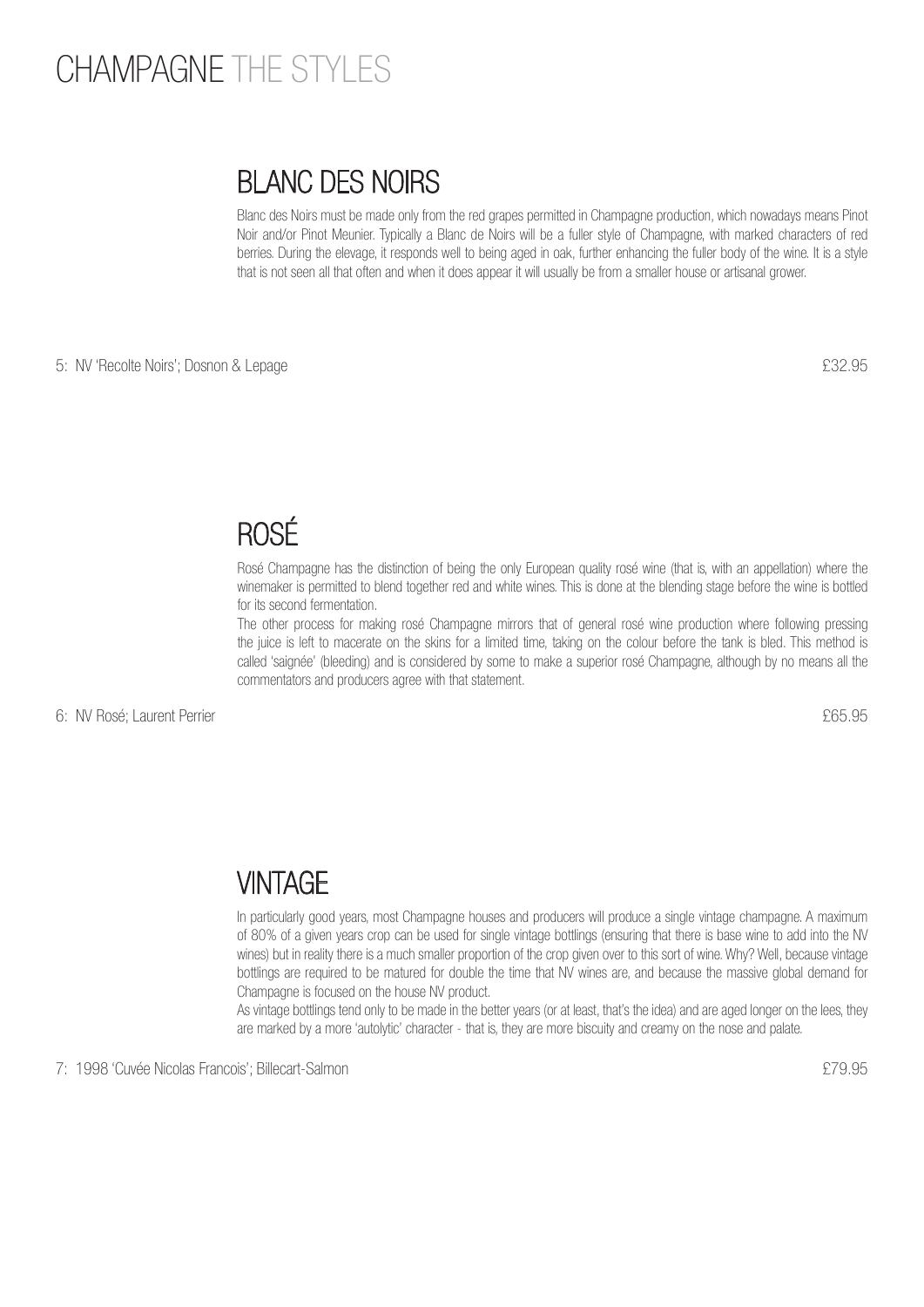# CHAMPAGNE THE STYLES

## BLANC DES NOIRS

Blanc des Noirs must be made only from the red grapes permitted in Champagne production, which nowadays means Pinot Noir and/or Pinot Meunier. Typically a Blanc de Noirs will be a fuller style of Champagne, with marked characters of red berries. During the elevage, it responds well to being aged in oak, further enhancing the fuller body of the wine. It is a style that is not seen all that often and when it does appear it will usually be from a smaller house or artisanal grower.

5: NV 'Recolte Noirs'; Dosnon & Lepage — £32.95

## ROSÉ

Rosé Champagne has the distinction of being the only European quality rosé wine (that is, with an appellation) where the winemaker is permitted to blend together red and white wines. This is done at the blending stage before the wine is bottled for its second fermentation.

The other process for making rosé Champagne mirrors that of general rosé wine production where following pressing the juice is left to macerate on the skins for a limited time, taking on the colour before the tank is bled. This method is called 'saignée' (bleeding) and is considered by some to make a superior rosé Champagne, although by no means all the commentators and producers agree with that statement.

6: NV Rosé; Laurent Perrier — £65.95

## VINTAGE

In particularly good years, most Champagne houses and producers will produce a single vintage champagne. A maximum of 80% of a given years crop can be used for single vintage bottlings (ensuring that there is base wine to add into the NV wines) but in reality there is a much smaller proportion of the crop given over to this sort of wine. Why? Well, because vintage bottlings are required to be matured for double the time that NV wines are, and because the massive global demand for Champagne is focused on the house NV product.

As vintage bottlings tend only to be made in the better years (or at least, that's the idea) and are aged longer on the lees, they are marked by a more 'autolytic' character - that is, they are more biscuity and creamy on the nose and palate.

7: 1998 'Cuvée Nicolas Francois'; Billecart-Salmon — £79.95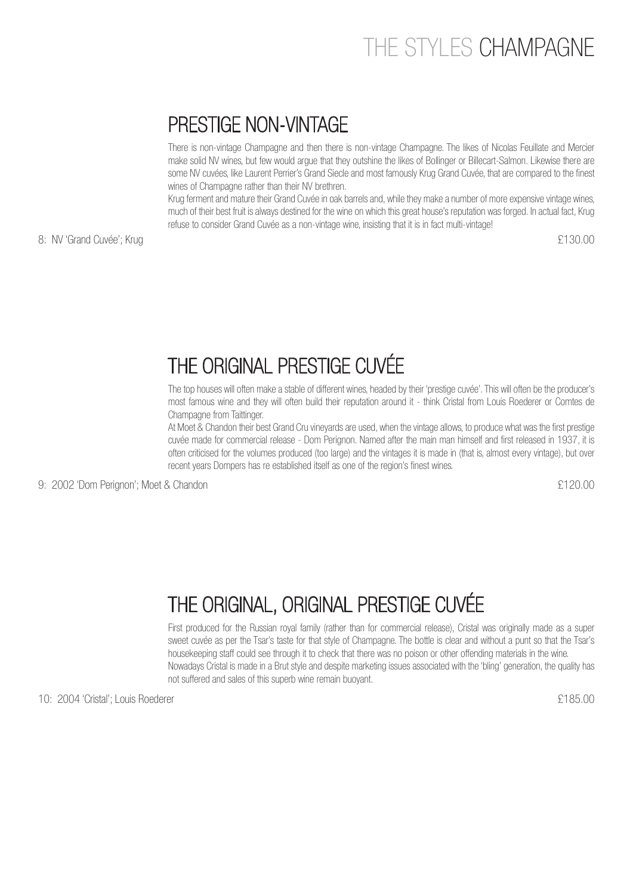# THE STYLES CHAMPAGNE

## PRESTIGE NON-VINTAGE

There is non-vintage Champagne and then there is non-vintage Champagne. The likes of Nicolas Feuillate and Mercier make solid NV wines, but few would argue that they outshine the likes of Bollinger or Billecart-Salmon. Likewise there are some NV cuvées, like Laurent Perrier's Grand Siecle and most famously Krug Grand Cuvée, that are compared to the finest wines of Champagne rather than their NV brethren.

Krug ferment and mature their Grand Cuvée in oak barrels and, while they make a number of more expensive vintage wines, much of their best fruit is always destined for the wine on which this great house's reputation was forged. In actual fact, Krug refuse to consider Grand Cuvée as a non-vintage wine, insisting that it is in fact multi-vintage!

8: NV 'Grand Cuvée'; Krug — £130.00

## THE ORIGINAL PRESTIGE CUVÉE

The top houses will often make a stable of different wines, headed by their 'prestige cuvée'. This will often be the producer's most famous wine and they will often build their reputation around it - think Cristal from Louis Roederer or Comtes de Champagne from Taittinger.

At Moet & Chandon their best Grand Cru vineyards are used, when the vintage allows, to produce what was the first prestige cuvée made for commercial release - Dom Perignon. Named after the main man himself and first released in 1937, it is often criticised for the volumes produced (too large) and the vintages it is made in (that is, almost every vintage), but over recent years Dompers has re established itself as one of the region's finest wines.

9: 2002 'Dom Perignon'; Moet & Chandon — £120.00

## THE ORIGINAL, ORIGINAL PRESTIGE CUVÉE

First produced for the Russian royal family (rather than for commercial release), Cristal was originally made as a super sweet cuvée as per the Tsar's taste for that style of Champagne. The bottle is clear and without a punt so that the Tsar's housekeeping staff could see through it to check that there was no poison or other offending materials in the wine.

Nowadays Cristal is made in a Brut style and despite marketing issues associated with the 'bling' generation, the quality has not suffered and sales of this superb wine remain buoyant.

10: 2004 'Cristal'; Louis Roederer — £185.00